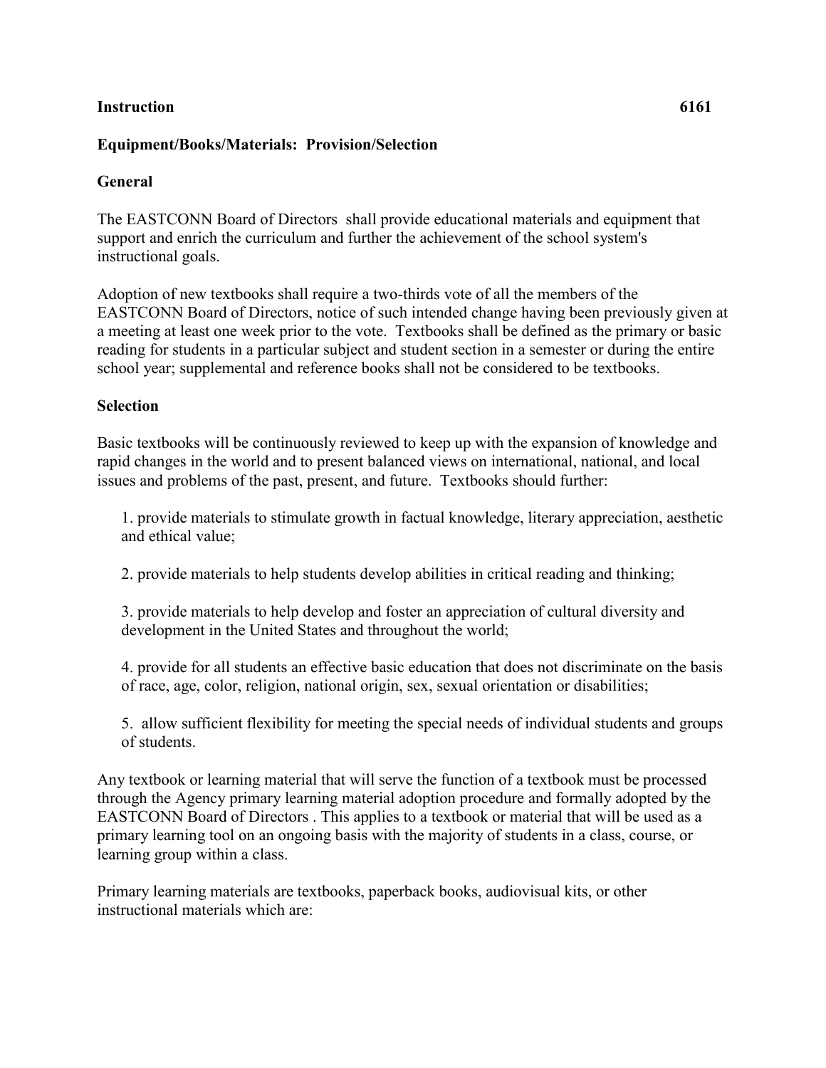**Instruction 6161**

## Equipment/Books/Materials: Provision/Selection

### General

The EASTCONN Board of Directors shall provide educational materials and equipment that support and enrich the curriculum and further the achievement of the school system's instructional goals.

Adoption of new textbooks shall require a two-thirds vote of all the members of the EASTCONN Board of Directors, notice of such intended change having been previously given at a meeting at least one week prior to the vote. Textbooks shall be defined as the primary or basic reading for students in a particular subject and student section in a semester or during the entire school year; supplemental and reference books shall not be considered to be textbooks.

### Selection

Basic textbooks will be continuously reviewed to keep up with the expansion of knowledge and rapid changes in the world and to present balanced views on international, national, and local issues and problems of the past, present, and future. Textbooks should further:

1. provide materials to stimulate growth in factual knowledge, literary appreciation, aesthetic and ethical value;
2. provide materials to help students develop abilities in critical reading and thinking;
3. provide materials to help develop and foster an appreciation of cultural diversity and development in the United States and throughout the world;
4. provide for all students an effective basic education that does not discriminate on the basis of race, age, color, religion, national origin, sex, sexual orientation or disabilities;
5. allow sufficient flexibility for meeting the special needs of individual students and groups of students.

Any textbook or learning material that will serve the function of a textbook must be processed through the Agency primary learning material adoption procedure and formally adopted by the EASTCONN Board of Directors . This applies to a textbook or material that will be used as a primary learning tool on an ongoing basis with the majority of students in a class, course, or learning group within a class.

Primary learning materials are textbooks, paperback books, audiovisual kits, or other instructional materials which are: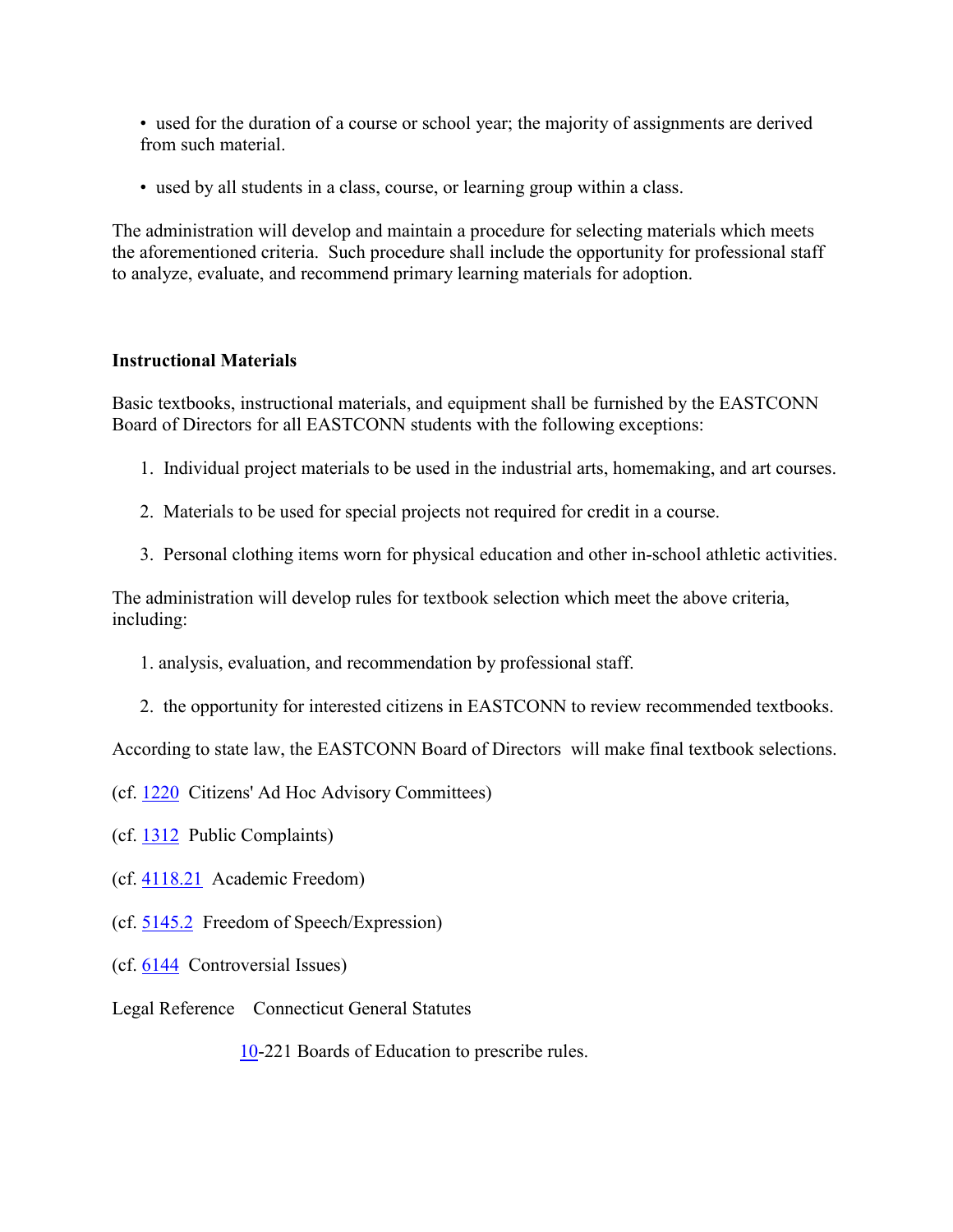- used for the duration of a course or school year; the majority of assignments are derived from such material.
- used by all students in a class, course, or learning group within a class.

The administration will develop and maintain a procedure for selecting materials which meets the aforementioned criteria. Such procedure shall include the opportunity for professional staff to analyze, evaluate, and recommend primary learning materials for adoption.

**Instructional Materials**

Basic textbooks, instructional materials, and equipment shall be furnished by the EASTCONN Board of Directors for all EASTCONN students with the following exceptions:

1. Individual project materials to be used in the industrial arts, homemaking, and art courses.
2. Materials to be used for special projects not required for credit in a course.
3. Personal clothing items worn for physical education and other in-school athletic activities.

The administration will develop rules for textbook selection which meet the above criteria, including:

1. analysis, evaluation, and recommendation by professional staff.
2. the opportunity for interested citizens in EASTCONN to review recommended textbooks.

According to state law, the EASTCONN Board of Directors will make final textbook selections.

(cf. 1220 Citizens' Ad Hoc Advisory Committees)

(cf. 1312 Public Complaints)

(cf. 4118.21 Academic Freedom)

(cf. 5145.2 Freedom of Speech/Expression)

(cf. 6144 Controversial Issues)

Legal Reference Connecticut General Statutes

10-221 Boards of Education to prescribe rules.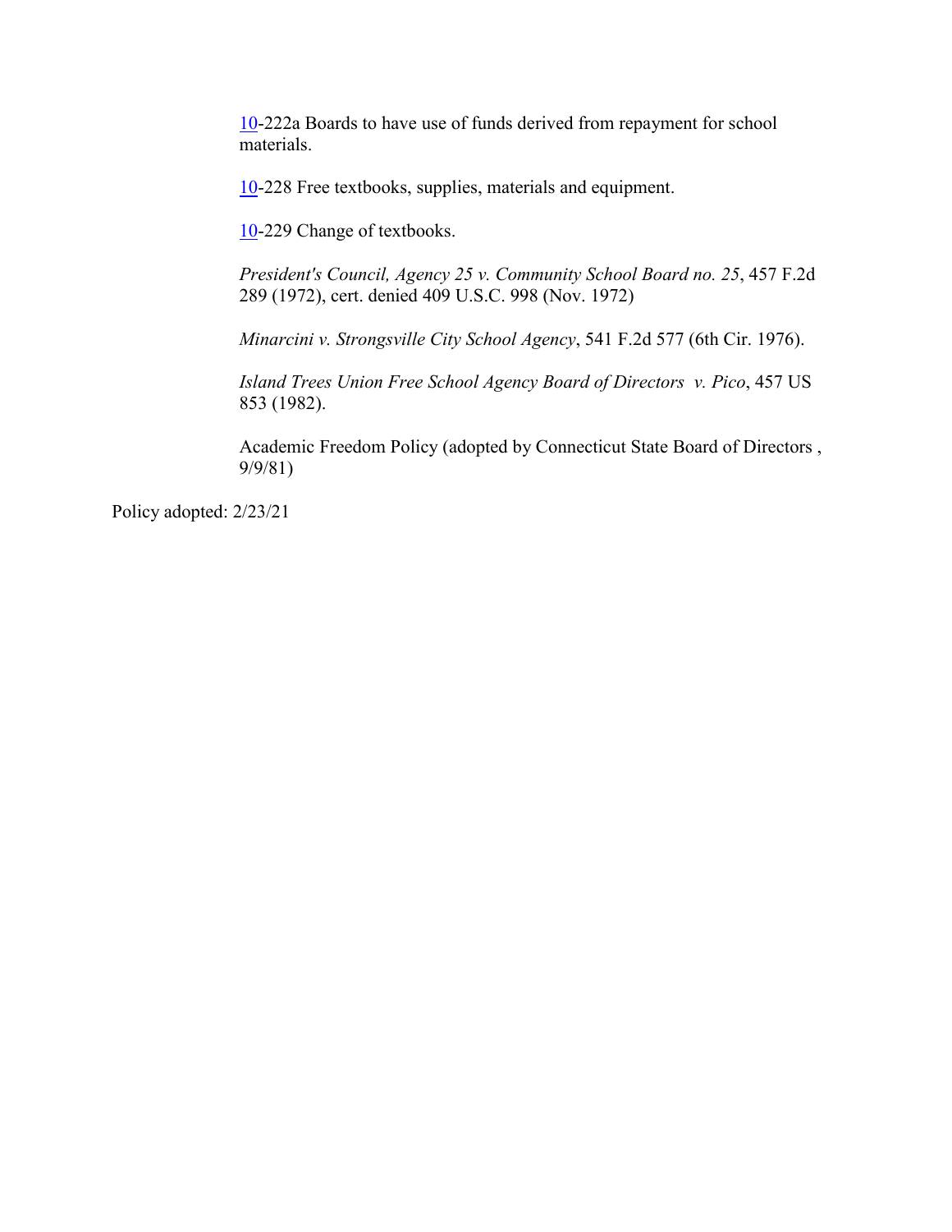10-222a Boards to have use of funds derived from repayment for school materials.

10-228 Free textbooks, supplies, materials and equipment.

10-229 Change of textbooks.

*President's Council, Agency 25 v. Community School Board no. 25*, 457 F.2d 289 (1972), cert. denied 409 U.S.C. 998 (Nov. 1972)

*Minarcini v. Strongsville City School Agency*, 541 F.2d 577 (6th Cir. 1976).

*Island Trees Union Free School Agency Board of Directors v. Pico*, 457 US 853 (1982).

Academic Freedom Policy (adopted by Connecticut State Board of Directors , 9/9/81)

Policy adopted: 2/23/21